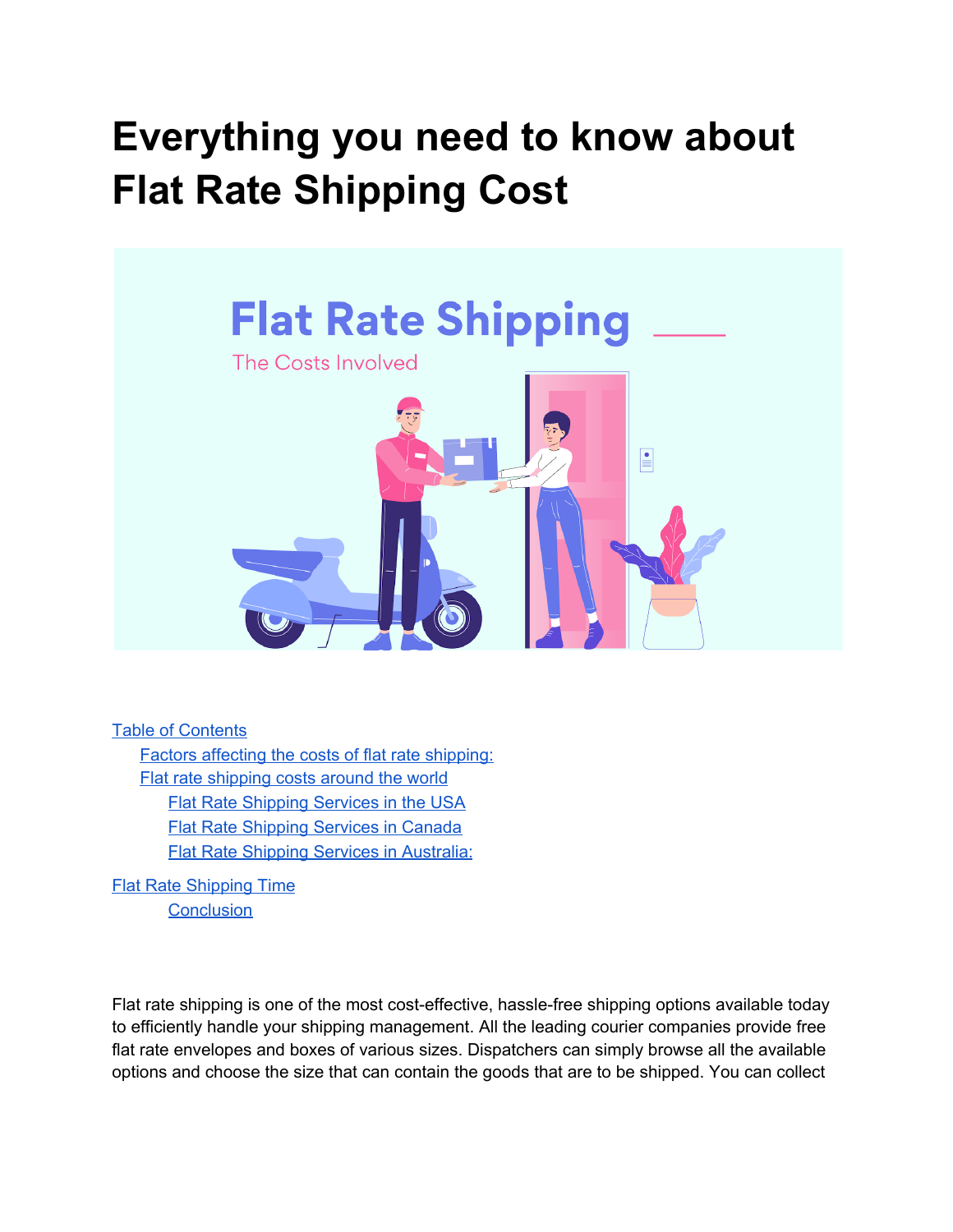# Everything you need to know about Flat Rate Shipping Cost

Table of Contents
- Factors affecting the costs of flat rate shipping:
- Flat rate shipping costs around the world
  - Flat Rate Shipping Services in the USA
  - Flat Rate Shipping Services in Canada
  - Flat Rate Shipping Services in Australia:

Flat Rate Shipping Time
- Conclusion

Flat rate shipping is one of the most cost-effective, hassle-free shipping options available today to efficiently handle your shipping management. All the leading courier companies provide free flat rate envelopes and boxes of various sizes. Dispatchers can simply browse all the available options and choose the size that can contain the goods that are to be shipped. You can collect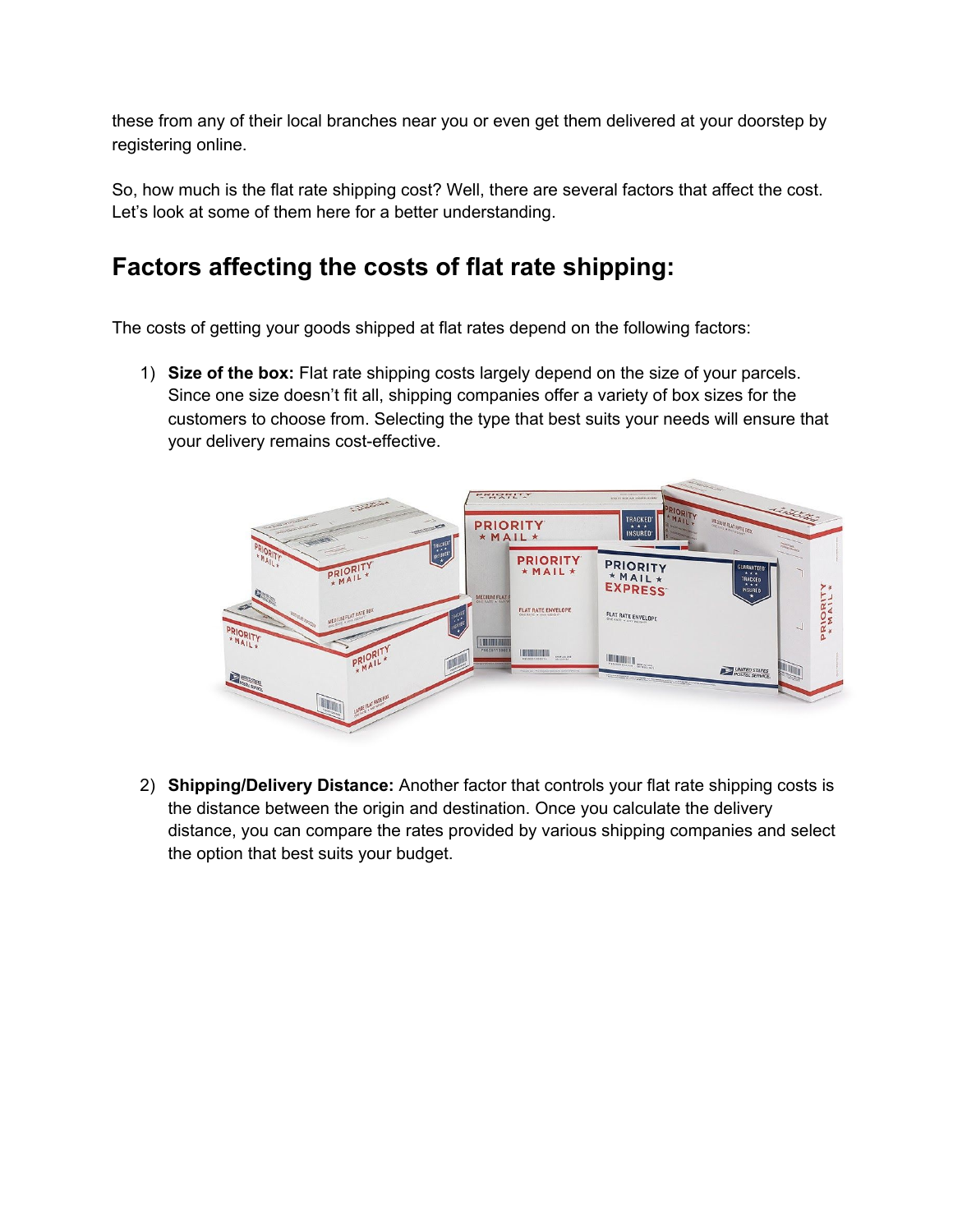these from any of their local branches near you or even get them delivered at your doorstep by registering online.

So, how much is the flat rate shipping cost? Well, there are several factors that affect the cost. Let's look at some of them here for a better understanding.

## Factors affecting the costs of flat rate shipping:

The costs of getting your goods shipped at flat rates depend on the following factors:

1) **Size of the box:** Flat rate shipping costs largely depend on the size of your parcels. Since one size doesn't fit all, shipping companies offer a variety of box sizes for the customers to choose from. Selecting the type that best suits your needs will ensure that your delivery remains cost-effective.

2) **Shipping/Delivery Distance:** Another factor that controls your flat rate shipping costs is the distance between the origin and destination. Once you calculate the delivery distance, you can compare the rates provided by various shipping companies and select the option that best suits your budget.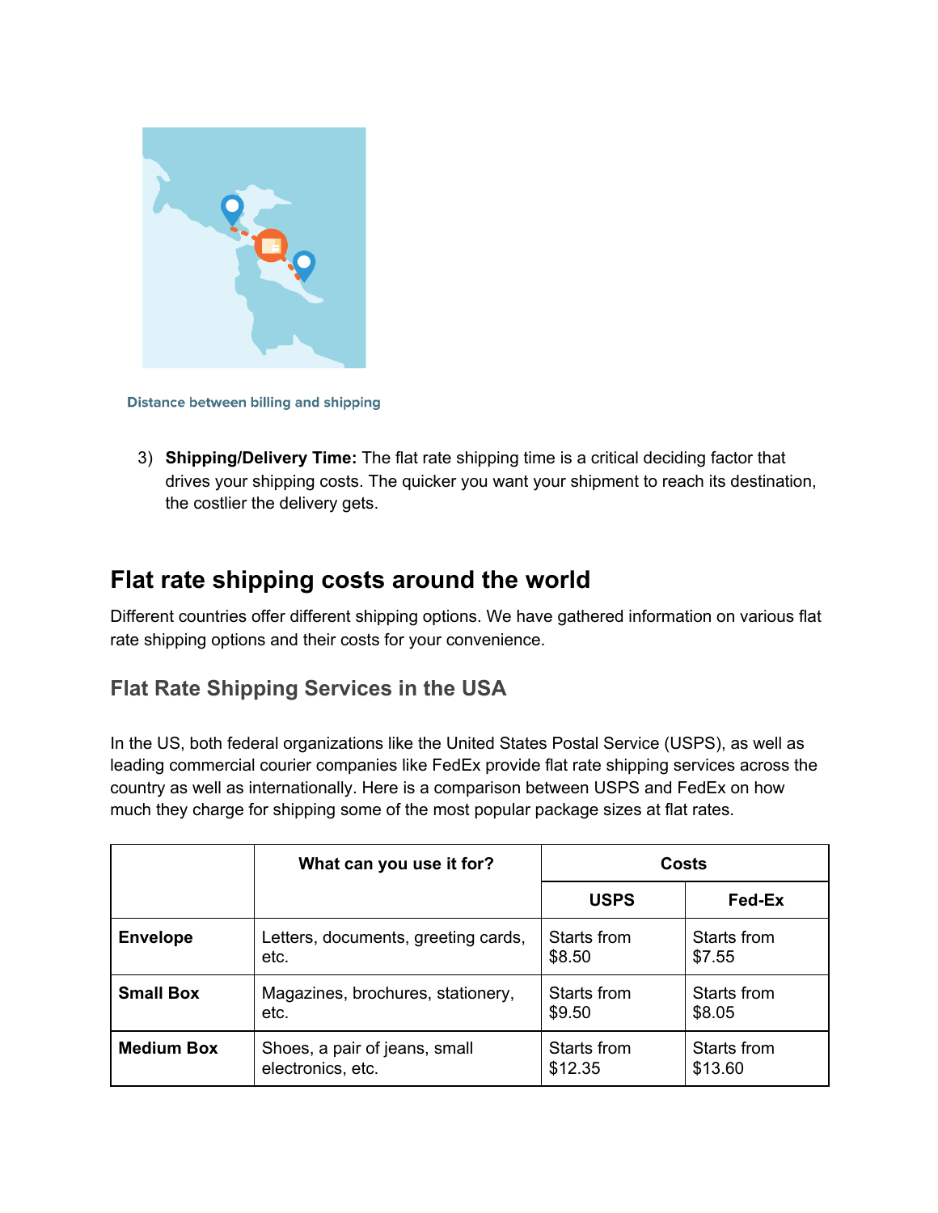Distance between billing and shipping

3) **Shipping/Delivery Time:** The flat rate shipping time is a critical deciding factor that drives your shipping costs. The quicker you want your shipment to reach its destination, the costlier the delivery gets.

## Flat rate shipping costs around the world

Different countries offer different shipping options. We have gathered information on various flat rate shipping options and their costs for your convenience.

### Flat Rate Shipping Services in the USA

In the US, both federal organizations like the United States Postal Service (USPS), as well as leading commercial courier companies like FedEx provide flat rate shipping services across the country as well as internationally. Here is a comparison between USPS and FedEx on how much they charge for shipping some of the most popular package sizes at flat rates.

| | What can you use it for? | Costs | |
|---|---|---|---|
| | | USPS | Fed-Ex |
| **Envelope** | Letters, documents, greeting cards, etc. | Starts from $8.50 | Starts from $7.55 |
| **Small Box** | Magazines, brochures, stationery, etc. | Starts from $9.50 | Starts from $8.05 |
| **Medium Box** | Shoes, a pair of jeans, small electronics, etc. | Starts from $12.35 | Starts from $13.60 |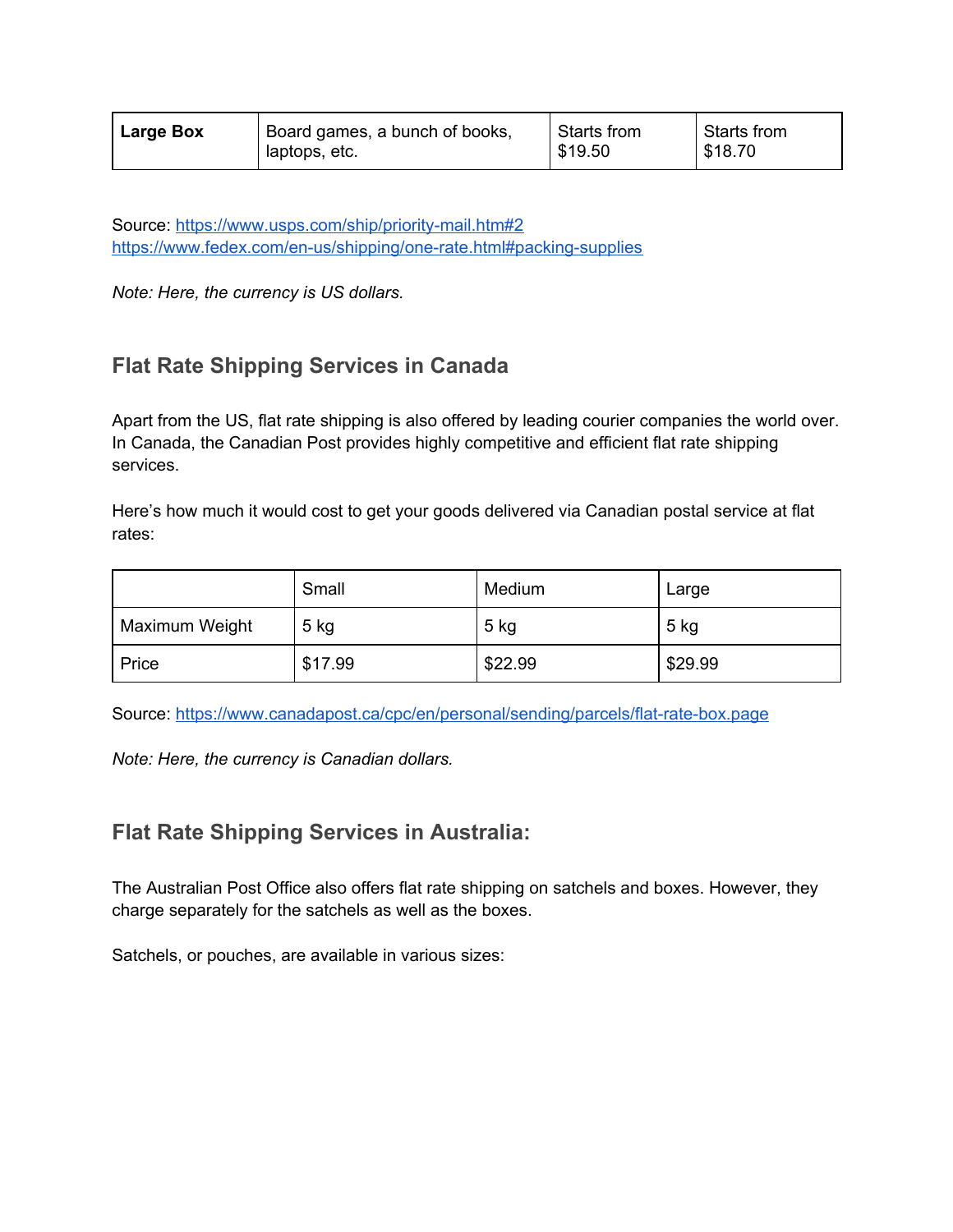| **Large Box** | Board games, a bunch of books, laptops, etc. | Starts from $19.50 | Starts from $18.70 |
|---|---|---|---|

Source: https://www.usps.com/ship/priority-mail.htm#2
https://www.fedex.com/en-us/shipping/one-rate.html#packing-supplies

*Note: Here, the currency is US dollars.*

## Flat Rate Shipping Services in Canada

Apart from the US, flat rate shipping is also offered by leading courier companies the world over. In Canada, the Canadian Post provides highly competitive and efficient flat rate shipping services.

Here's how much it would cost to get your goods delivered via Canadian postal service at flat rates:

| | Small | Medium | Large |
|---|---|---|---|
| Maximum Weight | 5 kg | 5 kg | 5 kg |
| Price | $17.99 | $22.99 | $29.99 |

Source: https://www.canadapost.ca/cpc/en/personal/sending/parcels/flat-rate-box.page

*Note: Here, the currency is Canadian dollars.*

## Flat Rate Shipping Services in Australia:

The Australian Post Office also offers flat rate shipping on satchels and boxes. However, they charge separately for the satchels as well as the boxes.

Satchels, or pouches, are available in various sizes: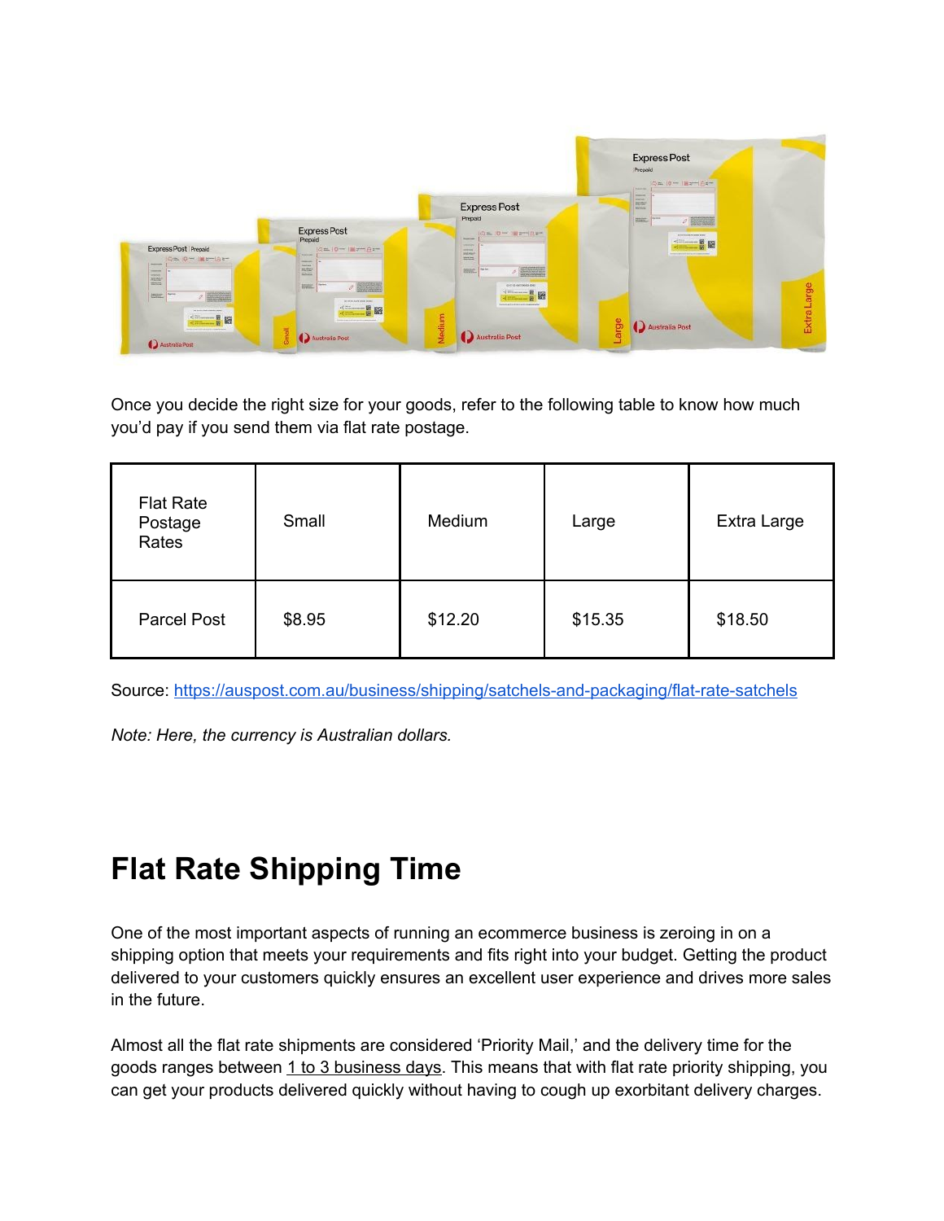Once you decide the right size for your goods, refer to the following table to know how much you'd pay if you send them via flat rate postage.

| Flat Rate Postage Rates | Small | Medium | Large | Extra Large |
|---|---|---|---|---|
| Parcel Post | $8.95 | $12.20 | $15.35 | $18.50 |

Source: [https://auspost.com.au/business/shipping/satchels-and-packaging/flat-rate-satchels](https://auspost.com.au/business/shipping/satchels-and-packaging/flat-rate-satchels)

*Note: Here, the currency is Australian dollars.*

# Flat Rate Shipping Time

One of the most important aspects of running an ecommerce business is zeroing in on a shipping option that meets your requirements and fits right into your budget. Getting the product delivered to your customers quickly ensures an excellent user experience and drives more sales in the future.

Almost all the flat rate shipments are considered 'Priority Mail,' and the delivery time for the goods ranges between 1 to 3 business days. This means that with flat rate priority shipping, you can get your products delivered quickly without having to cough up exorbitant delivery charges.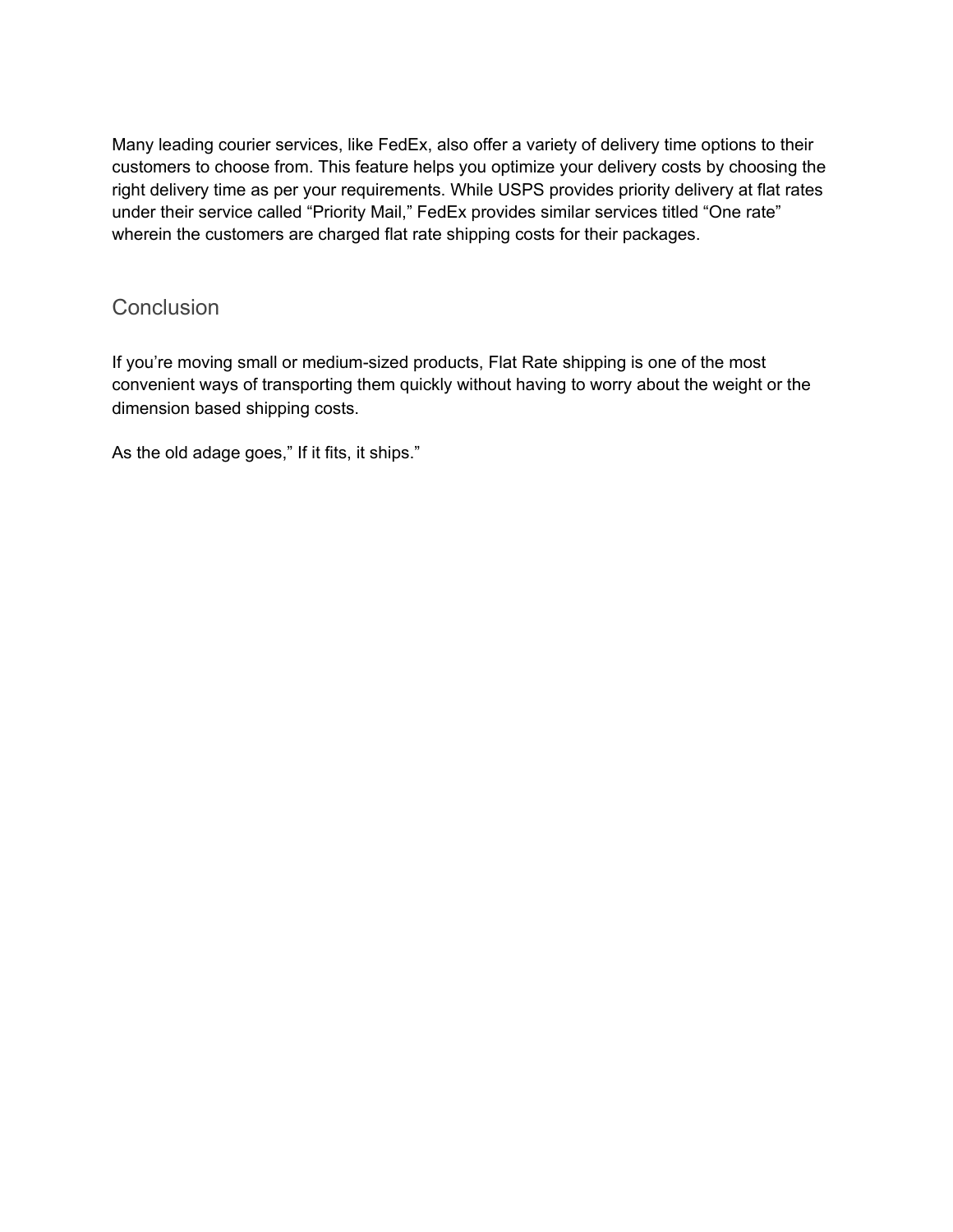Many leading courier services, like FedEx, also offer a variety of delivery time options to their customers to choose from. This feature helps you optimize your delivery costs by choosing the right delivery time as per your requirements. While USPS provides priority delivery at flat rates under their service called “Priority Mail,” FedEx provides similar services titled “One rate” wherein the customers are charged flat rate shipping costs for their packages.

## Conclusion

If you’re moving small or medium-sized products, Flat Rate shipping is one of the most convenient ways of transporting them quickly without having to worry about the weight or the dimension based shipping costs.

As the old adage goes,” If it fits, it ships.”